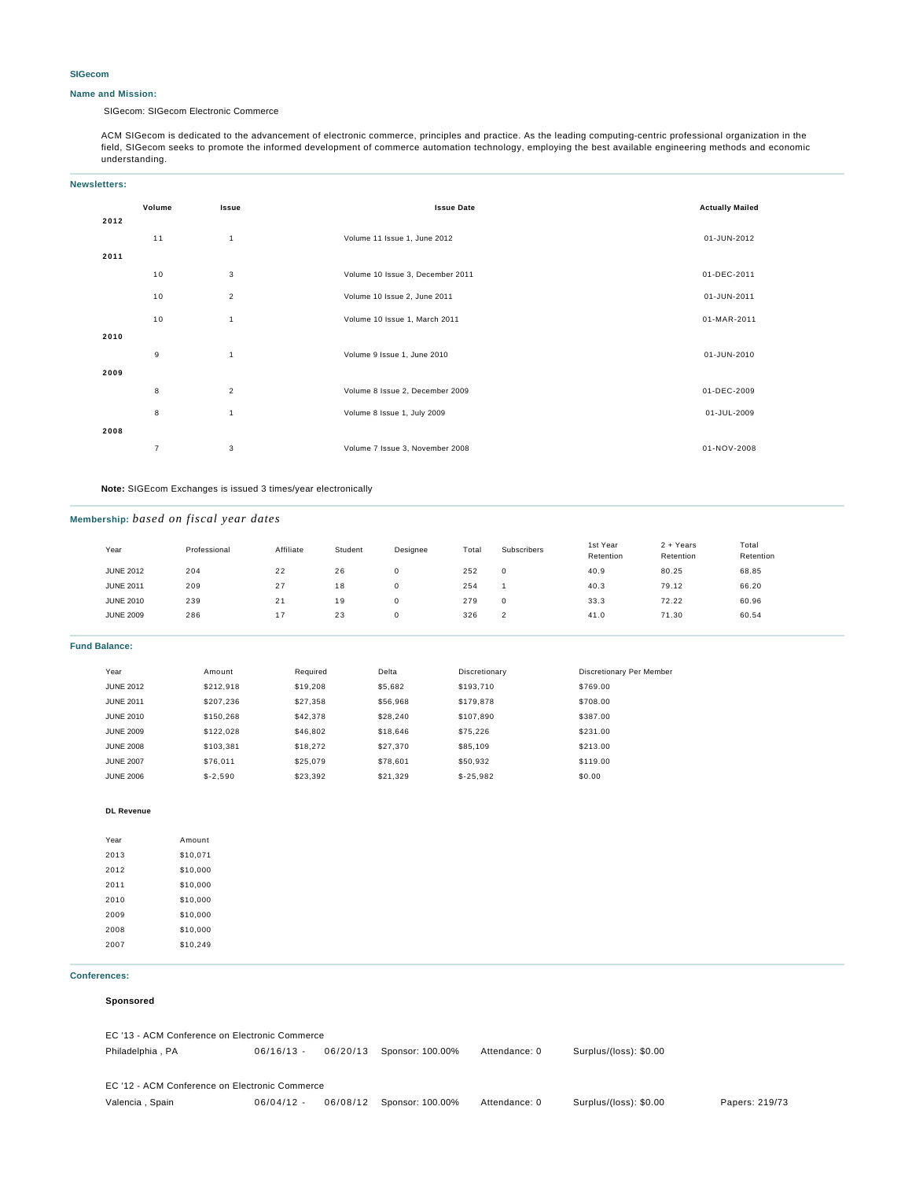# SIGecom

## Name and Mission:

SIGecom: SIGecom Electronic Commerce

ACM SIGecom is dedicated to the advancement of electronic commerce, principles and practice. As the leading computing-centric professional organization in the field, SIGecom seeks to promote the informed development of commerce automation technology, employing the best available engineering methods and economic understanding.

## Newsletters:

| | Volume | Issue | Issue Date | Actually Mailed |
|---|---|---|---|---|
| **2012** | | | | |
| | 11 | 1 | Volume 11 Issue 1, June 2012 | 01-JUN-2012 |
| **2011** | | | | |
| | 10 | 3 | Volume 10 Issue 3, December 2011 | 01-DEC-2011 |
| | 10 | 2 | Volume 10 Issue 2, June 2011 | 01-JUN-2011 |
| | 10 | 1 | Volume 10 Issue 1, March 2011 | 01-MAR-2011 |
| **2010** | | | | |
| | 9 | 1 | Volume 9 Issue 1, June 2010 | 01-JUN-2010 |
| **2009** | | | | |
| | 8 | 2 | Volume 8 Issue 2, December 2009 | 01-DEC-2009 |
| | 8 | 1 | Volume 8 Issue 1, July 2009 | 01-JUL-2009 |
| **2008** | | | | |
| | 7 | 3 | Volume 7 Issue 3, November 2008 | 01-NOV-2008 |

**Note:** SIGEcom Exchanges is issued 3 times/year electronically

## Membership: *based on fiscal year dates*

| Year | Professional | Affiliate | Student | Designee | Total | Subscribers | 1st Year Retention | 2 + Years Retention | Total Retention |
|---|---|---|---|---|---|---|---|---|---|
| JUNE 2012 | 204 | 22 | 26 | 0 | 252 | 0 | 40.9 | 80.25 | 68.85 |
| JUNE 2011 | 209 | 27 | 18 | 0 | 254 | 1 | 40.3 | 79.12 | 66.20 |
| JUNE 2010 | 239 | 21 | 19 | 0 | 279 | 0 | 33.3 | 72.22 | 60.96 |
| JUNE 2009 | 286 | 17 | 23 | 0 | 326 | 2 | 41.0 | 71.30 | 60.54 |

## Fund Balance:

| Year | Amount | Required | Delta | Discretionary | Discretionary Per Member |
|---|---|---|---|---|---|
| JUNE 2012 | $212,918 | $19,208 | $5,682 | $193,710 | $769.00 |
| JUNE 2011 | $207,236 | $27,358 | $56,968 | $179,878 | $708.00 |
| JUNE 2010 | $150,268 | $42,378 | $28,240 | $107,890 | $387.00 |
| JUNE 2009 | $122,028 | $46,802 | $18,646 | $75,226 | $231.00 |
| JUNE 2008 | $103,381 | $18,272 | $27,370 | $85,109 | $213.00 |
| JUNE 2007 | $76,011 | $25,079 | $78,601 | $50,932 | $119.00 |
| JUNE 2006 | $-2,590 | $23,392 | $21,329 | $-25,982 | $0.00 |

### DL Revenue

| Year | Amount |
|---|---|
| 2013 | $10,071 |
| 2012 | $10,000 |
| 2011 | $10,000 |
| 2010 | $10,000 |
| 2009 | $10,000 |
| 2008 | $10,000 |
| 2007 | $10,249 |

## Conferences:

### Sponsored

EC '13 - ACM Conference on Electronic Commerce

Philadelphia , PA | 06/16/13 - 06/20/13 | Sponsor: 100.00% | Attendance: 0 | Surplus/(loss): $0.00

EC '12 - ACM Conference on Electronic Commerce

Valencia , Spain | 06/04/12 - 06/08/12 | Sponsor: 100.00% | Attendance: 0 | Surplus/(loss): $0.00 | Papers: 219/73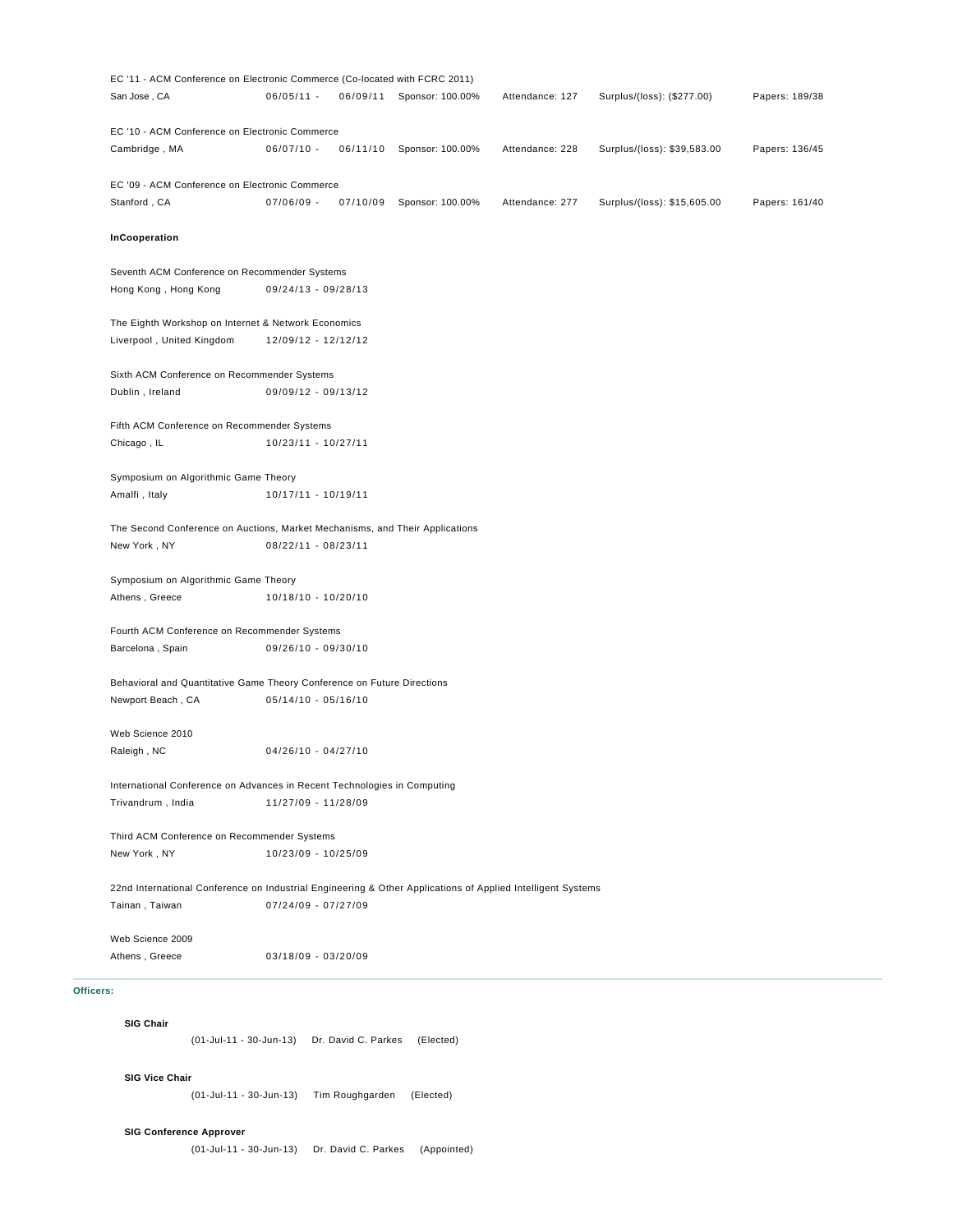EC '11 - ACM Conference on Electronic Commerce (Co-located with FCRC 2011)

San Jose , CA 06/05/11 - 06/09/11 Sponsor: 100.00% Attendance: 127 Surplus/(loss): ($277.00) Papers: 189/38

EC '10 - ACM Conference on Electronic Commerce

Cambridge , MA 06/07/10 - 06/11/10 Sponsor: 100.00% Attendance: 228 Surplus/(loss): $39,583.00 Papers: 136/45

EC '09 - ACM Conference on Electronic Commerce

Stanford , CA 07/06/09 - 07/10/09 Sponsor: 100.00% Attendance: 277 Surplus/(loss): $15,605.00 Papers: 161/40

**InCooperation**

Seventh ACM Conference on Recommender Systems

Hong Kong , Hong Kong 09/24/13 - 09/28/13

The Eighth Workshop on Internet & Network Economics

Liverpool , United Kingdom 12/09/12 - 12/12/12

Sixth ACM Conference on Recommender Systems

Dublin , Ireland 09/09/12 - 09/13/12

Fifth ACM Conference on Recommender Systems

Chicago , IL 10/23/11 - 10/27/11

Symposium on Algorithmic Game Theory

Amalfi , Italy 10/17/11 - 10/19/11

The Second Conference on Auctions, Market Mechanisms, and Their Applications

New York , NY 08/22/11 - 08/23/11

Symposium on Algorithmic Game Theory

Athens , Greece 10/18/10 - 10/20/10

Fourth ACM Conference on Recommender Systems

Barcelona , Spain 09/26/10 - 09/30/10

Behavioral and Quantitative Game Theory Conference on Future Directions

Newport Beach , CA 05/14/10 - 05/16/10

Web Science 2010

Raleigh , NC 04/26/10 - 04/27/10

International Conference on Advances in Recent Technologies in Computing

Trivandrum , India 11/27/09 - 11/28/09

Third ACM Conference on Recommender Systems

New York , NY 10/23/09 - 10/25/09

22nd International Conference on Industrial Engineering & Other Applications of Applied Intelligent Systems

Tainan , Taiwan 07/24/09 - 07/27/09

Web Science 2009

Athens , Greece 03/18/09 - 03/20/09

**Officers:**

**SIG Chair**

(01-Jul-11 - 30-Jun-13) Dr. David C. Parkes (Elected)

**SIG Vice Chair**

(01-Jul-11 - 30-Jun-13) Tim Roughgarden (Elected)

**SIG Conference Approver**

(01-Jul-11 - 30-Jun-13) Dr. David C. Parkes (Appointed)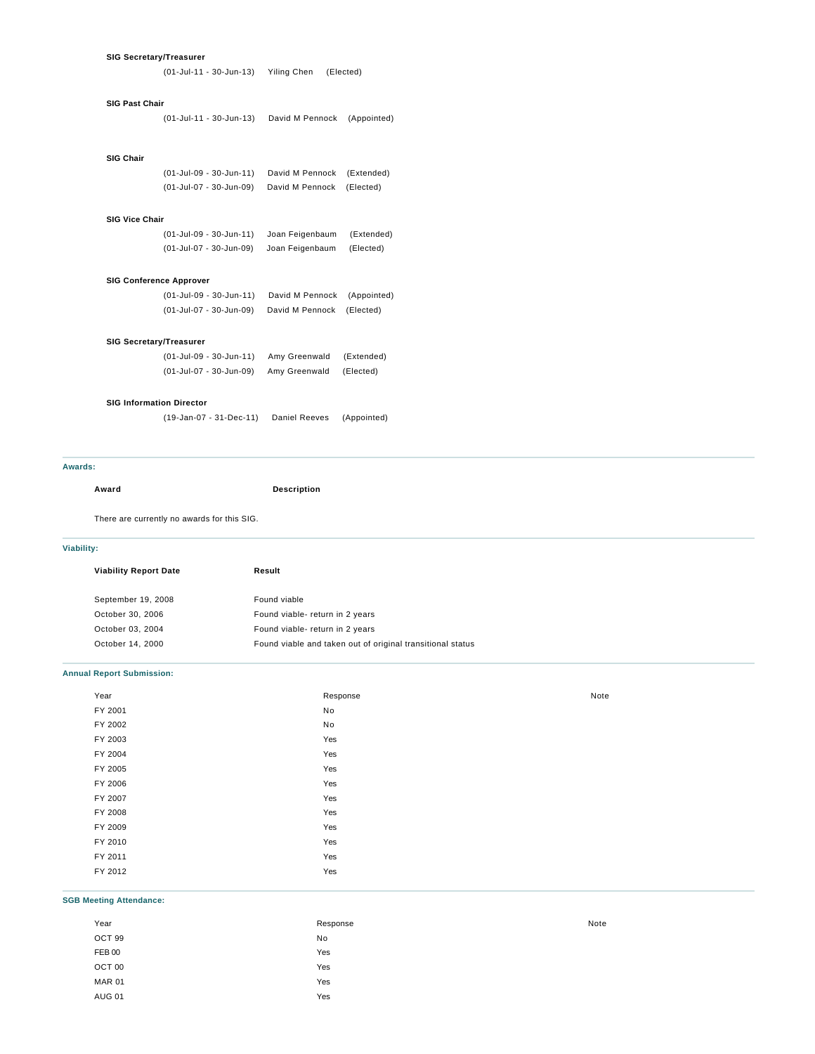**SIG Secretary/Treasurer**

(01-Jul-11 - 30-Jun-13) Yiling Chen (Elected)

**SIG Past Chair**

(01-Jul-11 - 30-Jun-13) David M Pennock (Appointed)

**SIG Chair**

(01-Jul-09 - 30-Jun-11) David M Pennock (Extended)
(01-Jul-07 - 30-Jun-09) David M Pennock (Elected)

**SIG Vice Chair**

(01-Jul-09 - 30-Jun-11) Joan Feigenbaum (Extended)
(01-Jul-07 - 30-Jun-09) Joan Feigenbaum (Elected)

**SIG Conference Approver**

(01-Jul-09 - 30-Jun-11) David M Pennock (Appointed)
(01-Jul-07 - 30-Jun-09) David M Pennock (Elected)

**SIG Secretary/Treasurer**

(01-Jul-09 - 30-Jun-11) Amy Greenwald (Extended)
(01-Jul-07 - 30-Jun-09) Amy Greenwald (Elected)

**SIG Information Director**

(19-Jan-07 - 31-Dec-11) Daniel Reeves (Appointed)

## Awards:

| Award | Description |
|---|---|

There are currently no awards for this SIG.

## Viability:

| Viability Report Date | Result |
|---|---|
| September 19, 2008 | Found viable |
| October 30, 2006 | Found viable- return in 2 years |
| October 03, 2004 | Found viable- return in 2 years |
| October 14, 2000 | Found viable and taken out of original transitional status |

## Annual Report Submission:

| Year | Response | Note |
|---|---|---|
| FY 2001 | No | |
| FY 2002 | No | |
| FY 2003 | Yes | |
| FY 2004 | Yes | |
| FY 2005 | Yes | |
| FY 2006 | Yes | |
| FY 2007 | Yes | |
| FY 2008 | Yes | |
| FY 2009 | Yes | |
| FY 2010 | Yes | |
| FY 2011 | Yes | |
| FY 2012 | Yes | |

## SGB Meeting Attendance:

| Year | Response | Note |
|---|---|---|
| OCT 99 | No | |
| FEB 00 | Yes | |
| OCT 00 | Yes | |
| MAR 01 | Yes | |
| AUG 01 | Yes | |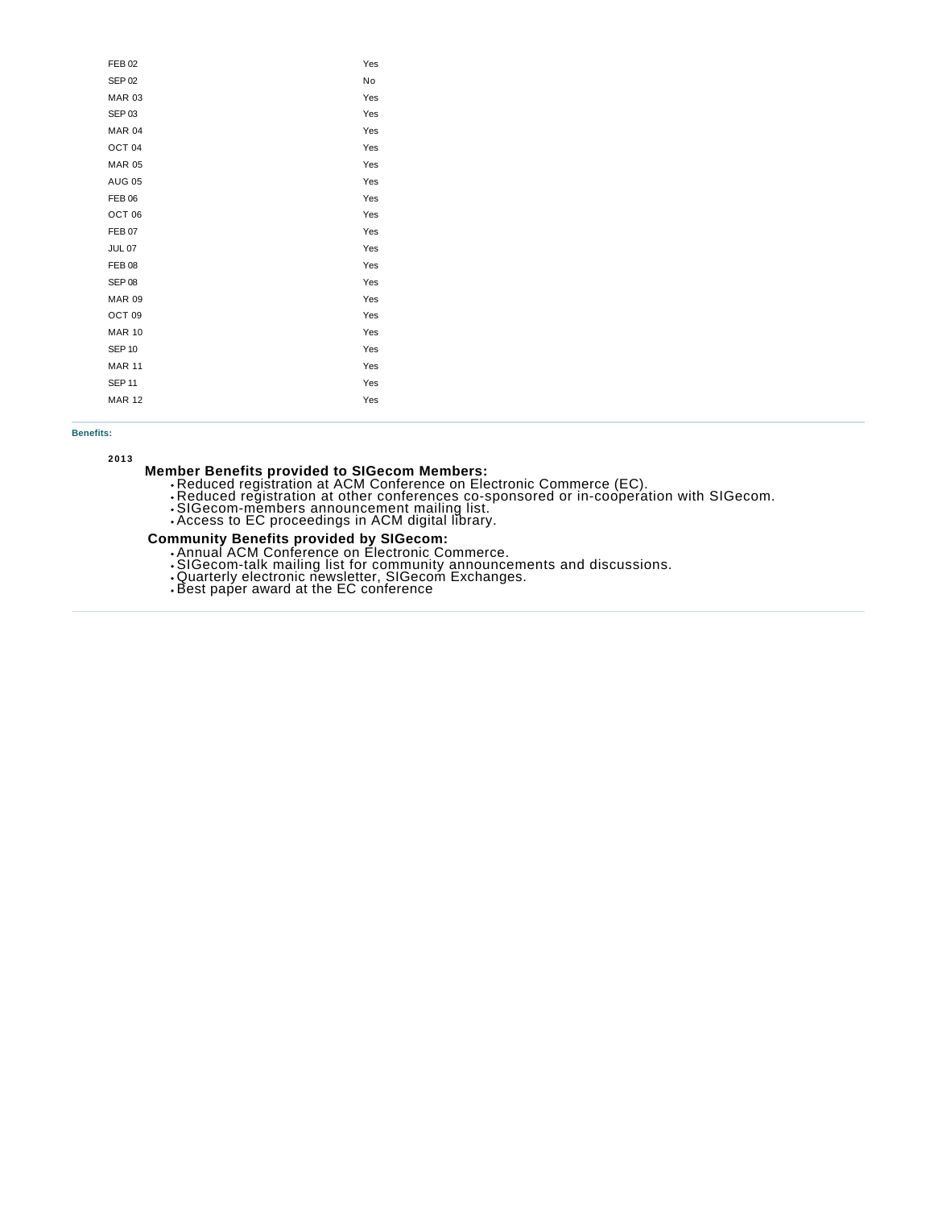| | |
|---|---|
| FEB 02 | Yes |
| SEP 02 | No |
| MAR 03 | Yes |
| SEP 03 | Yes |
| MAR 04 | Yes |
| OCT 04 | Yes |
| MAR 05 | Yes |
| AUG 05 | Yes |
| FEB 06 | Yes |
| OCT 06 | Yes |
| FEB 07 | Yes |
| JUL 07 | Yes |
| FEB 08 | Yes |
| SEP 08 | Yes |
| MAR 09 | Yes |
| OCT 09 | Yes |
| MAR 10 | Yes |
| SEP 10 | Yes |
| MAR 11 | Yes |
| SEP 11 | Yes |
| MAR 12 | Yes |

**Benefits:**

**2013**

**Member Benefits provided to SIGecom Members:**

- Reduced registration at ACM Conference on Electronic Commerce (EC).
- Reduced registration at other conferences co-sponsored or in-cooperation with SIGecom.
- SIGecom-members announcement mailing list.
- Access to EC proceedings in ACM digital library.

**Community Benefits provided by SIGecom:**

- Annual ACM Conference on Electronic Commerce.
- SIGecom-talk mailing list for community announcements and discussions.
- Quarterly electronic newsletter, SIGecom Exchanges.
- Best paper award at the EC conference